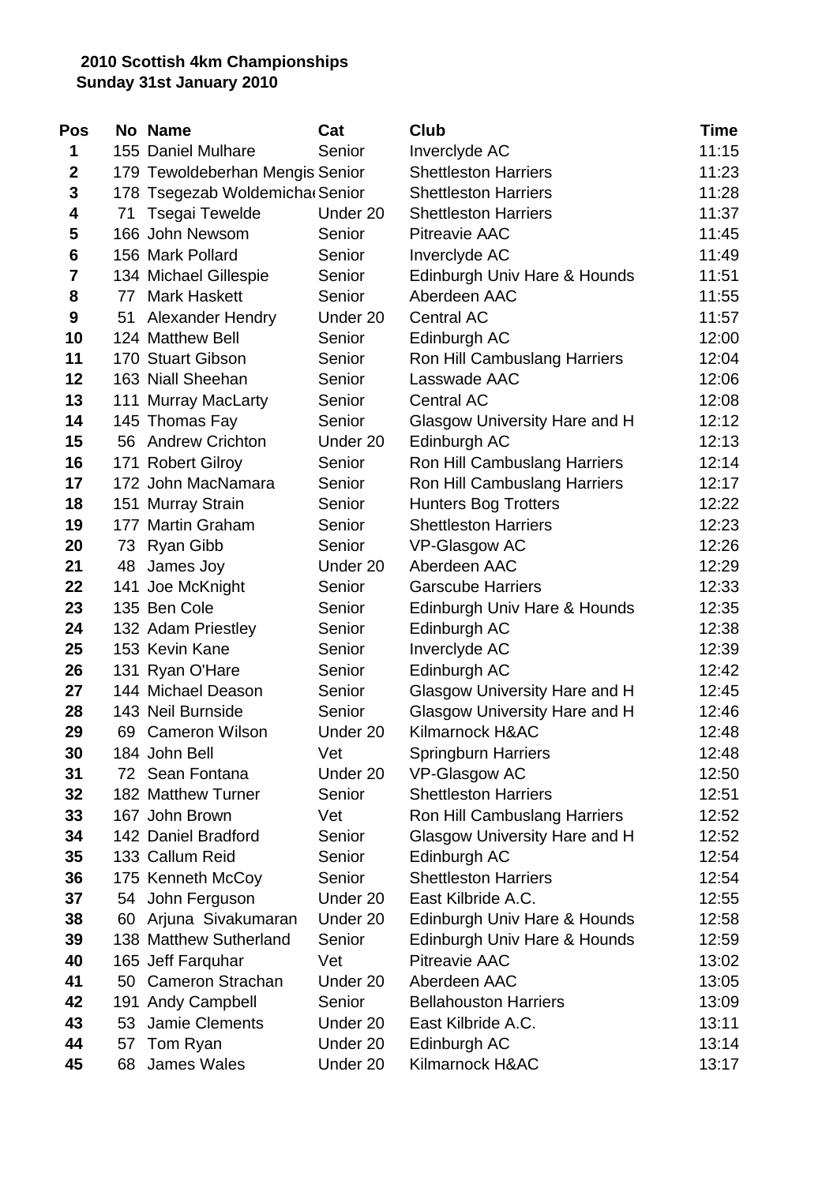**2010 Scottish 4km Championships**
**Sunday 31st January 2010**

| Pos | No | Name | Cat | Club | Time |
|---|---|---|---|---|---|
| 1 | 155 | Daniel Mulhare | Senior | Inverclyde AC | 11:15 |
| 2 | 179 | Tewoldeberhan Mengis | Senior | Shettleston Harriers | 11:23 |
| 3 | 178 | Tsegezab Woldemicha | Senior | Shettleston Harriers | 11:28 |
| 4 | 71 | Tsegai Tewelde | Under 20 | Shettleston Harriers | 11:37 |
| 5 | 166 | John Newsom | Senior | Pitreavie AAC | 11:45 |
| 6 | 156 | Mark Pollard | Senior | Inverclyde AC | 11:49 |
| 7 | 134 | Michael Gillespie | Senior | Edinburgh Univ Hare & Hounds | 11:51 |
| 8 | 77 | Mark Haskett | Senior | Aberdeen AAC | 11:55 |
| 9 | 51 | Alexander Hendry | Under 20 | Central AC | 11:57 |
| 10 | 124 | Matthew Bell | Senior | Edinburgh AC | 12:00 |
| 11 | 170 | Stuart Gibson | Senior | Ron Hill Cambuslang Harriers | 12:04 |
| 12 | 163 | Niall Sheehan | Senior | Lasswade AAC | 12:06 |
| 13 | 111 | Murray MacLarty | Senior | Central AC | 12:08 |
| 14 | 145 | Thomas Fay | Senior | Glasgow University Hare and H | 12:12 |
| 15 | 56 | Andrew Crichton | Under 20 | Edinburgh AC | 12:13 |
| 16 | 171 | Robert Gilroy | Senior | Ron Hill Cambuslang Harriers | 12:14 |
| 17 | 172 | John MacNamara | Senior | Ron Hill Cambuslang Harriers | 12:17 |
| 18 | 151 | Murray Strain | Senior | Hunters Bog Trotters | 12:22 |
| 19 | 177 | Martin Graham | Senior | Shettleston Harriers | 12:23 |
| 20 | 73 | Ryan Gibb | Senior | VP-Glasgow AC | 12:26 |
| 21 | 48 | James Joy | Under 20 | Aberdeen AAC | 12:29 |
| 22 | 141 | Joe McKnight | Senior | Garscube Harriers | 12:33 |
| 23 | 135 | Ben Cole | Senior | Edinburgh Univ Hare & Hounds | 12:35 |
| 24 | 132 | Adam Priestley | Senior | Edinburgh AC | 12:38 |
| 25 | 153 | Kevin Kane | Senior | Inverclyde AC | 12:39 |
| 26 | 131 | Ryan O'Hare | Senior | Edinburgh AC | 12:42 |
| 27 | 144 | Michael Deason | Senior | Glasgow University Hare and H | 12:45 |
| 28 | 143 | Neil Burnside | Senior | Glasgow University Hare and H | 12:46 |
| 29 | 69 | Cameron Wilson | Under 20 | Kilmarnock H&AC | 12:48 |
| 30 | 184 | John Bell | Vet | Springburn Harriers | 12:48 |
| 31 | 72 | Sean Fontana | Under 20 | VP-Glasgow AC | 12:50 |
| 32 | 182 | Matthew Turner | Senior | Shettleston Harriers | 12:51 |
| 33 | 167 | John Brown | Vet | Ron Hill Cambuslang Harriers | 12:52 |
| 34 | 142 | Daniel Bradford | Senior | Glasgow University Hare and H | 12:52 |
| 35 | 133 | Callum Reid | Senior | Edinburgh AC | 12:54 |
| 36 | 175 | Kenneth McCoy | Senior | Shettleston Harriers | 12:54 |
| 37 | 54 | John Ferguson | Under 20 | East Kilbride A.C. | 12:55 |
| 38 | 60 | Arjuna Sivakumaran | Under 20 | Edinburgh Univ Hare & Hounds | 12:58 |
| 39 | 138 | Matthew Sutherland | Senior | Edinburgh Univ Hare & Hounds | 12:59 |
| 40 | 165 | Jeff Farquhar | Vet | Pitreavie AAC | 13:02 |
| 41 | 50 | Cameron Strachan | Under 20 | Aberdeen AAC | 13:05 |
| 42 | 191 | Andy Campbell | Senior | Bellahouston Harriers | 13:09 |
| 43 | 53 | Jamie Clements | Under 20 | East Kilbride A.C. | 13:11 |
| 44 | 57 | Tom Ryan | Under 20 | Edinburgh AC | 13:14 |
| 45 | 68 | James Wales | Under 20 | Kilmarnock H&AC | 13:17 |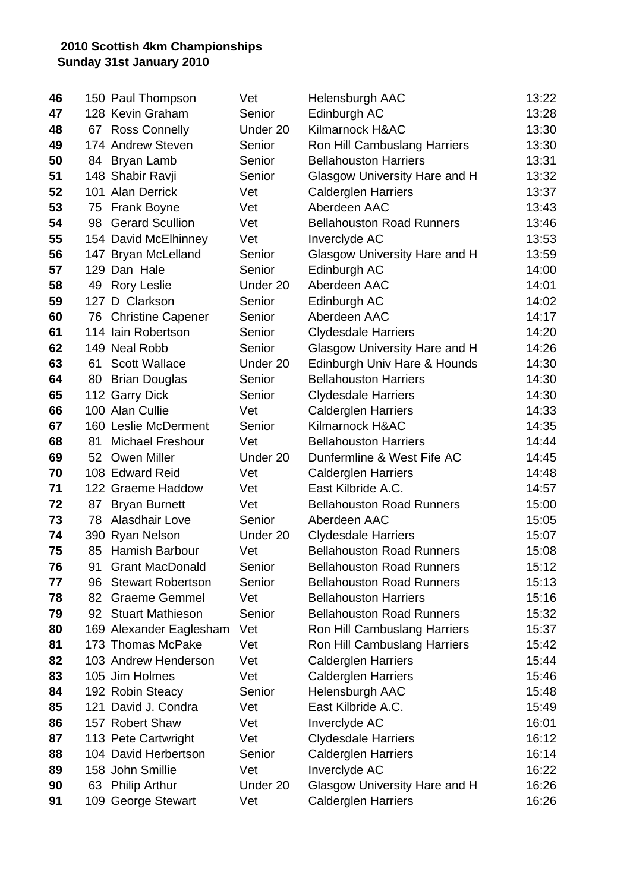**2010 Scottish 4km Championships**
**Sunday 31st January 2010**

| | | | | | |
|---|---|---|---|---|---|
| **46** | 150 | Paul Thompson | Vet | Helensburgh AAC | 13:22 |
| **47** | 128 | Kevin Graham | Senior | Edinburgh AC | 13:28 |
| **48** | 67 | Ross Connelly | Under 20 | Kilmarnock H&AC | 13:30 |
| **49** | 174 | Andrew Steven | Senior | Ron Hill Cambuslang Harriers | 13:30 |
| **50** | 84 | Bryan Lamb | Senior | Bellahouston Harriers | 13:31 |
| **51** | 148 | Shabir Ravji | Senior | Glasgow University Hare and H | 13:32 |
| **52** | 101 | Alan Derrick | Vet | Calderglen Harriers | 13:37 |
| **53** | 75 | Frank Boyne | Vet | Aberdeen AAC | 13:43 |
| **54** | 98 | Gerard Scullion | Vet | Bellahouston Road Runners | 13:46 |
| **55** | 154 | David McElhinney | Vet | Inverclyde AC | 13:53 |
| **56** | 147 | Bryan McLelland | Senior | Glasgow University Hare and H | 13:59 |
| **57** | 129 | Dan Hale | Senior | Edinburgh AC | 14:00 |
| **58** | 49 | Rory Leslie | Under 20 | Aberdeen AAC | 14:01 |
| **59** | 127 | D Clarkson | Senior | Edinburgh AC | 14:02 |
| **60** | 76 | Christine Capener | Senior | Aberdeen AAC | 14:17 |
| **61** | 114 | Iain Robertson | Senior | Clydesdale Harriers | 14:20 |
| **62** | 149 | Neal Robb | Senior | Glasgow University Hare and H | 14:26 |
| **63** | 61 | Scott Wallace | Under 20 | Edinburgh Univ Hare & Hounds | 14:30 |
| **64** | 80 | Brian Douglas | Senior | Bellahouston Harriers | 14:30 |
| **65** | 112 | Garry Dick | Senior | Clydesdale Harriers | 14:30 |
| **66** | 100 | Alan Cullie | Vet | Calderglen Harriers | 14:33 |
| **67** | 160 | Leslie McDerment | Senior | Kilmarnock H&AC | 14:35 |
| **68** | 81 | Michael Freshour | Vet | Bellahouston Harriers | 14:44 |
| **69** | 52 | Owen Miller | Under 20 | Dunfermline & West Fife AC | 14:45 |
| **70** | 108 | Edward Reid | Vet | Calderglen Harriers | 14:48 |
| **71** | 122 | Graeme Haddow | Vet | East Kilbride A.C. | 14:57 |
| **72** | 87 | Bryan Burnett | Vet | Bellahouston Road Runners | 15:00 |
| **73** | 78 | Alasdhair Love | Senior | Aberdeen AAC | 15:05 |
| **74** | 390 | Ryan Nelson | Under 20 | Clydesdale Harriers | 15:07 |
| **75** | 85 | Hamish Barbour | Vet | Bellahouston Road Runners | 15:08 |
| **76** | 91 | Grant MacDonald | Senior | Bellahouston Road Runners | 15:12 |
| **77** | 96 | Stewart Robertson | Senior | Bellahouston Road Runners | 15:13 |
| **78** | 82 | Graeme Gemmel | Vet | Bellahouston Harriers | 15:16 |
| **79** | 92 | Stuart Mathieson | Senior | Bellahouston Road Runners | 15:32 |
| **80** | 169 | Alexander Eaglesham | Vet | Ron Hill Cambuslang Harriers | 15:37 |
| **81** | 173 | Thomas McPake | Vet | Ron Hill Cambuslang Harriers | 15:42 |
| **82** | 103 | Andrew Henderson | Vet | Calderglen Harriers | 15:44 |
| **83** | 105 | Jim Holmes | Vet | Calderglen Harriers | 15:46 |
| **84** | 192 | Robin Steacy | Senior | Helensburgh AAC | 15:48 |
| **85** | 121 | David J. Condra | Vet | East Kilbride A.C. | 15:49 |
| **86** | 157 | Robert Shaw | Vet | Inverclyde AC | 16:01 |
| **87** | 113 | Pete Cartwright | Vet | Clydesdale Harriers | 16:12 |
| **88** | 104 | David Herbertson | Senior | Calderglen Harriers | 16:14 |
| **89** | 158 | John Smillie | Vet | Inverclyde AC | 16:22 |
| **90** | 63 | Philip Arthur | Under 20 | Glasgow University Hare and H | 16:26 |
| **91** | 109 | George Stewart | Vet | Calderglen Harriers | 16:26 |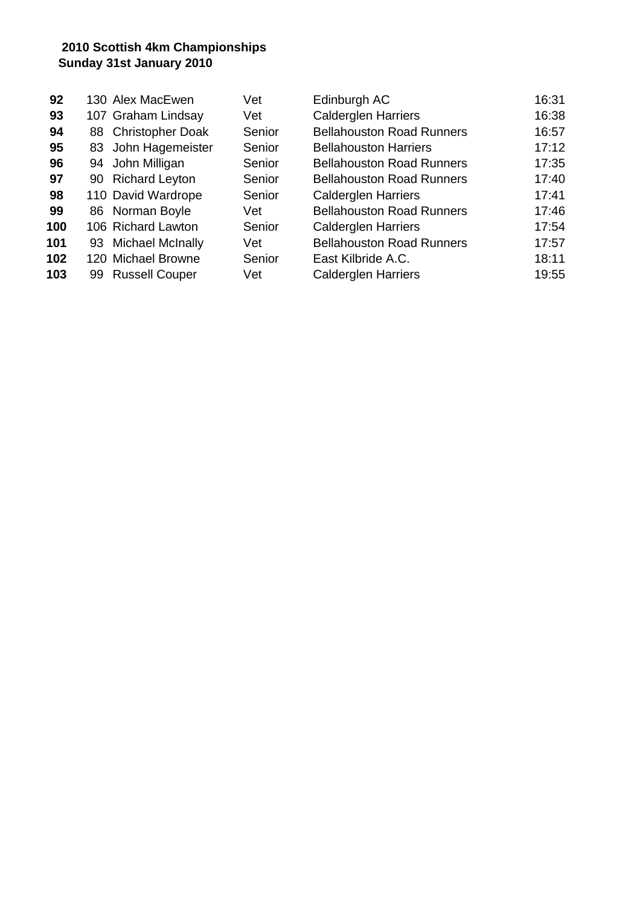**2010 Scottish 4km Championships**
**Sunday 31st January 2010**

| | | | | | |
|---|---|---|---|---|---|
| **92** | 130 | Alex MacEwen | Vet | Edinburgh AC | 16:31 |
| **93** | 107 | Graham Lindsay | Vet | Calderglen Harriers | 16:38 |
| **94** | 88 | Christopher Doak | Senior | Bellahouston Road Runners | 16:57 |
| **95** | 83 | John Hagemeister | Senior | Bellahouston Harriers | 17:12 |
| **96** | 94 | John Milligan | Senior | Bellahouston Road Runners | 17:35 |
| **97** | 90 | Richard Leyton | Senior | Bellahouston Road Runners | 17:40 |
| **98** | 110 | David Wardrope | Senior | Calderglen Harriers | 17:41 |
| **99** | 86 | Norman Boyle | Vet | Bellahouston Road Runners | 17:46 |
| **100** | 106 | Richard Lawton | Senior | Calderglen Harriers | 17:54 |
| **101** | 93 | Michael McInally | Vet | Bellahouston Road Runners | 17:57 |
| **102** | 120 | Michael Browne | Senior | East Kilbride A.C. | 18:11 |
| **103** | 99 | Russell Couper | Vet | Calderglen Harriers | 19:55 |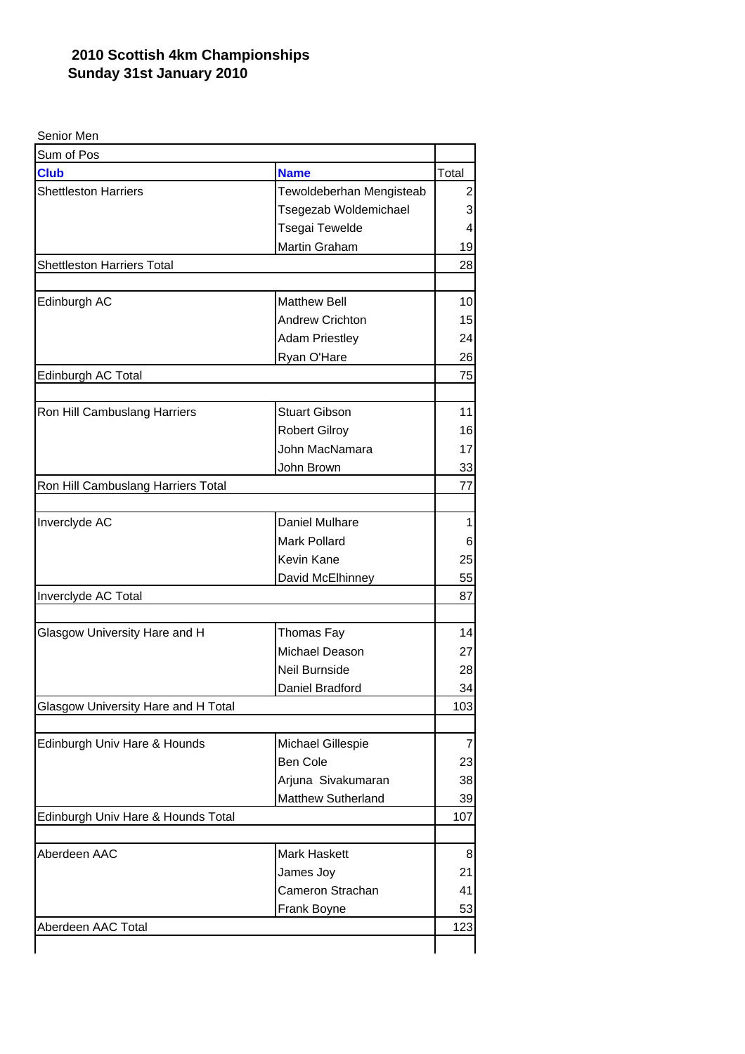### 2010 Scottish 4km Championships
### Sunday 31st January 2010

Senior Men

| Sum of Pos | | |
|---|---|---|
| **Club** | **Name** | Total |
| Shettleston Harriers | Tewoldeberhan Mengisteab | 2 |
| | Tsegezab Woldemichael | 3 |
| | Tsegai Tewelde | 4 |
| | Martin Graham | 19 |
| Shettleston Harriers Total | | 28 |
| | | |
| Edinburgh AC | Matthew Bell | 10 |
| | Andrew Crichton | 15 |
| | Adam Priestley | 24 |
| | Ryan O'Hare | 26 |
| Edinburgh AC Total | | 75 |
| | | |
| Ron Hill Cambuslang Harriers | Stuart Gibson | 11 |
| | Robert Gilroy | 16 |
| | John MacNamara | 17 |
| | John Brown | 33 |
| Ron Hill Cambuslang Harriers Total | | 77 |
| | | |
| Inverclyde AC | Daniel Mulhare | 1 |
| | Mark Pollard | 6 |
| | Kevin Kane | 25 |
| | David McElhinney | 55 |
| Inverclyde AC Total | | 87 |
| | | |
| Glasgow University Hare and H | Thomas Fay | 14 |
| | Michael Deason | 27 |
| | Neil Burnside | 28 |
| | Daniel Bradford | 34 |
| Glasgow University Hare and H Total | | 103 |
| | | |
| Edinburgh Univ Hare & Hounds | Michael Gillespie | 7 |
| | Ben Cole | 23 |
| | Arjuna Sivakumaran | 38 |
| | Matthew Sutherland | 39 |
| Edinburgh Univ Hare & Hounds Total | | 107 |
| | | |
| Aberdeen AAC | Mark Haskett | 8 |
| | James Joy | 21 |
| | Cameron Strachan | 41 |
| | Frank Boyne | 53 |
| Aberdeen AAC Total | | 123 |
| | | |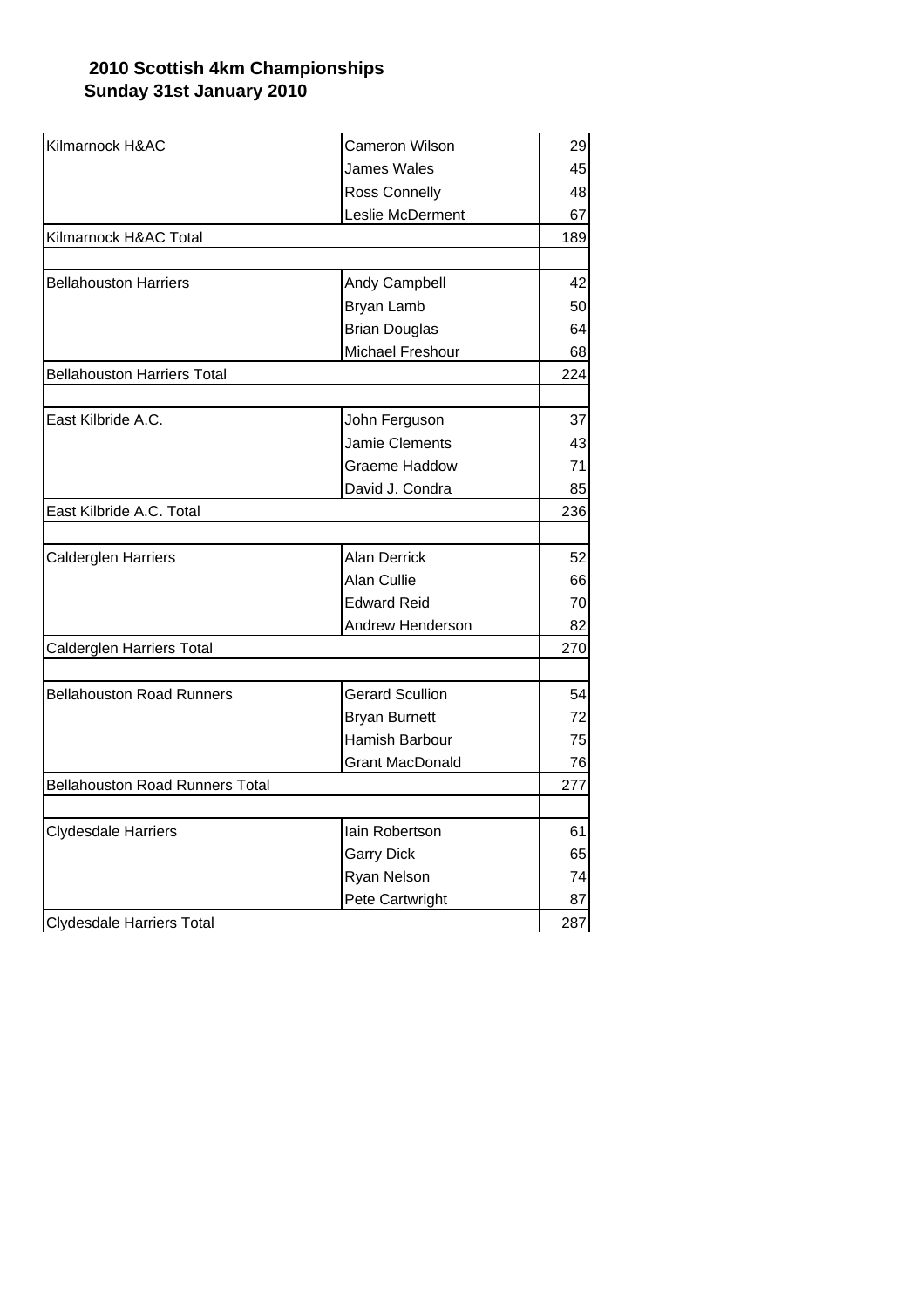# 2010 Scottish 4km Championships
## Sunday 31st January 2010

| Club | Athlete | Pos |
|---|---|---|
| Kilmarnock H&AC | Cameron Wilson | 29 |
| | James Wales | 45 |
| | Ross Connelly | 48 |
| | Leslie McDerment | 67 |
| Kilmarnock H&AC Total | | 189 |
| | | |
| Bellahouston Harriers | Andy Campbell | 42 |
| | Bryan Lamb | 50 |
| | Brian Douglas | 64 |
| | Michael Freshour | 68 |
| Bellahouston Harriers Total | | 224 |
| | | |
| East Kilbride A.C. | John Ferguson | 37 |
| | Jamie Clements | 43 |
| | Graeme Haddow | 71 |
| | David J. Condra | 85 |
| East Kilbride A.C. Total | | 236 |
| | | |
| Calderglen Harriers | Alan Derrick | 52 |
| | Alan Cullie | 66 |
| | Edward Reid | 70 |
| | Andrew Henderson | 82 |
| Calderglen Harriers Total | | 270 |
| | | |
| Bellahouston Road Runners | Gerard Scullion | 54 |
| | Bryan Burnett | 72 |
| | Hamish Barbour | 75 |
| | Grant MacDonald | 76 |
| Bellahouston Road Runners Total | | 277 |
| | | |
| Clydesdale Harriers | Iain Robertson | 61 |
| | Garry Dick | 65 |
| | Ryan Nelson | 74 |
| | Pete Cartwright | 87 |
| Clydesdale Harriers Total | | 287 |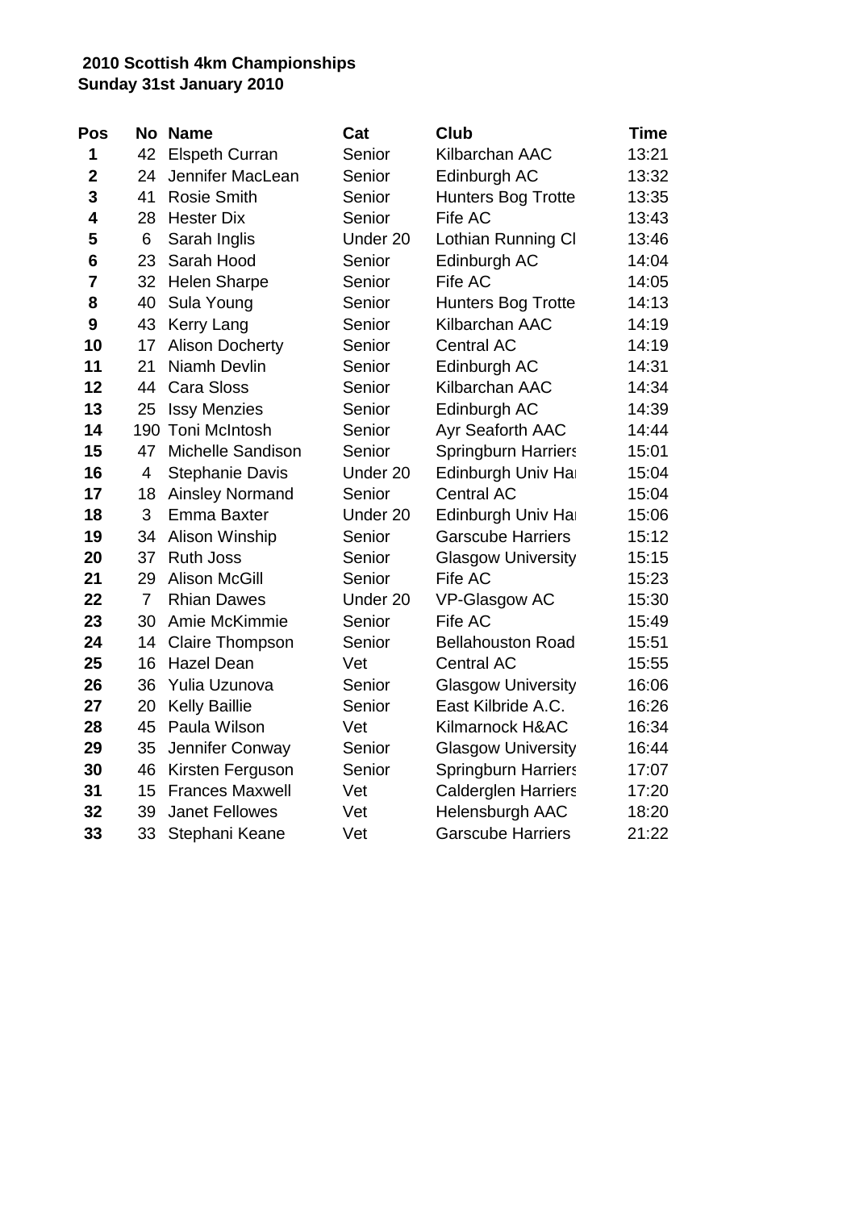**2010 Scottish 4km Championships**
**Sunday 31st January 2010**

| Pos | No | Name | Cat | Club | Time |
|---|---|---|---|---|---|
| 1 | 42 | Elspeth Curran | Senior | Kilbarchan AAC | 13:21 |
| 2 | 24 | Jennifer MacLean | Senior | Edinburgh AC | 13:32 |
| 3 | 41 | Rosie Smith | Senior | Hunters Bog Trotte | 13:35 |
| 4 | 28 | Hester Dix | Senior | Fife AC | 13:43 |
| 5 | 6 | Sarah Inglis | Under 20 | Lothian Running Cl | 13:46 |
| 6 | 23 | Sarah Hood | Senior | Edinburgh AC | 14:04 |
| 7 | 32 | Helen Sharpe | Senior | Fife AC | 14:05 |
| 8 | 40 | Sula Young | Senior | Hunters Bog Trotte | 14:13 |
| 9 | 43 | Kerry Lang | Senior | Kilbarchan AAC | 14:19 |
| 10 | 17 | Alison Docherty | Senior | Central AC | 14:19 |
| 11 | 21 | Niamh Devlin | Senior | Edinburgh AC | 14:31 |
| 12 | 44 | Cara Sloss | Senior | Kilbarchan AAC | 14:34 |
| 13 | 25 | Issy Menzies | Senior | Edinburgh AC | 14:39 |
| 14 | 190 | Toni McIntosh | Senior | Ayr Seaforth AAC | 14:44 |
| 15 | 47 | Michelle Sandison | Senior | Springburn Harriers | 15:01 |
| 16 | 4 | Stephanie Davis | Under 20 | Edinburgh Univ Ha | 15:04 |
| 17 | 18 | Ainsley Normand | Senior | Central AC | 15:04 |
| 18 | 3 | Emma Baxter | Under 20 | Edinburgh Univ Ha | 15:06 |
| 19 | 34 | Alison Winship | Senior | Garscube Harriers | 15:12 |
| 20 | 37 | Ruth Joss | Senior | Glasgow University | 15:15 |
| 21 | 29 | Alison McGill | Senior | Fife AC | 15:23 |
| 22 | 7 | Rhian Dawes | Under 20 | VP-Glasgow AC | 15:30 |
| 23 | 30 | Amie McKimmie | Senior | Fife AC | 15:49 |
| 24 | 14 | Claire Thompson | Senior | Bellahouston Road | 15:51 |
| 25 | 16 | Hazel Dean | Vet | Central AC | 15:55 |
| 26 | 36 | Yulia Uzunova | Senior | Glasgow University | 16:06 |
| 27 | 20 | Kelly Baillie | Senior | East Kilbride A.C. | 16:26 |
| 28 | 45 | Paula Wilson | Vet | Kilmarnock H&AC | 16:34 |
| 29 | 35 | Jennifer Conway | Senior | Glasgow University | 16:44 |
| 30 | 46 | Kirsten Ferguson | Senior | Springburn Harriers | 17:07 |
| 31 | 15 | Frances Maxwell | Vet | Calderglen Harriers | 17:20 |
| 32 | 39 | Janet Fellowes | Vet | Helensburgh AAC | 18:20 |
| 33 | 33 | Stephani Keane | Vet | Garscube Harriers | 21:22 |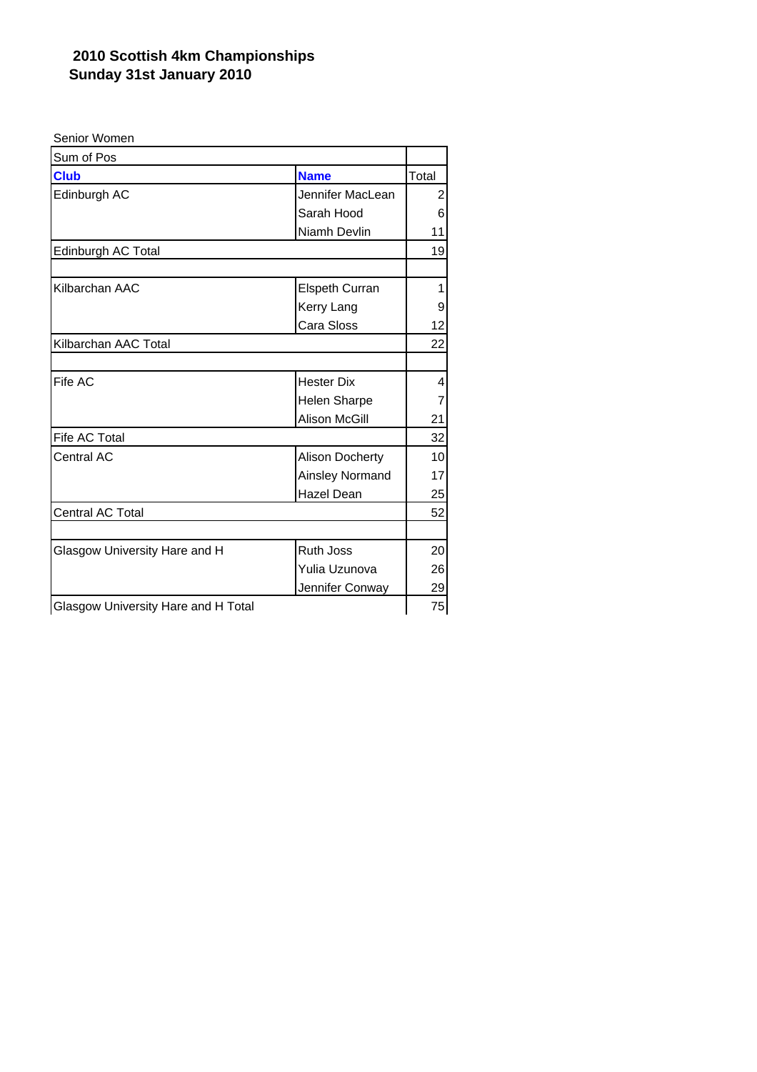# 2010 Scottish 4km Championships
## Sunday 31st January 2010

Senior Women

| Sum of Pos | | |
|---|---|---|
| **Club** | **Name** | Total |
| Edinburgh AC | Jennifer MacLean | 2 |
| | Sarah Hood | 6 |
| | Niamh Devlin | 11 |
| Edinburgh AC Total | | 19 |
| | | |
| Kilbarchan AAC | Elspeth Curran | 1 |
| | Kerry Lang | 9 |
| | Cara Sloss | 12 |
| Kilbarchan AAC Total | | 22 |
| | | |
| Fife AC | Hester Dix | 4 |
| | Helen Sharpe | 7 |
| | Alison McGill | 21 |
| Fife AC Total | | 32 |
| Central AC | Alison Docherty | 10 |
| | Ainsley Normand | 17 |
| | Hazel Dean | 25 |
| Central AC Total | | 52 |
| | | |
| Glasgow University Hare and H | Ruth Joss | 20 |
| | Yulia Uzunova | 26 |
| | Jennifer Conway | 29 |
| Glasgow University Hare and H Total | | 75 |